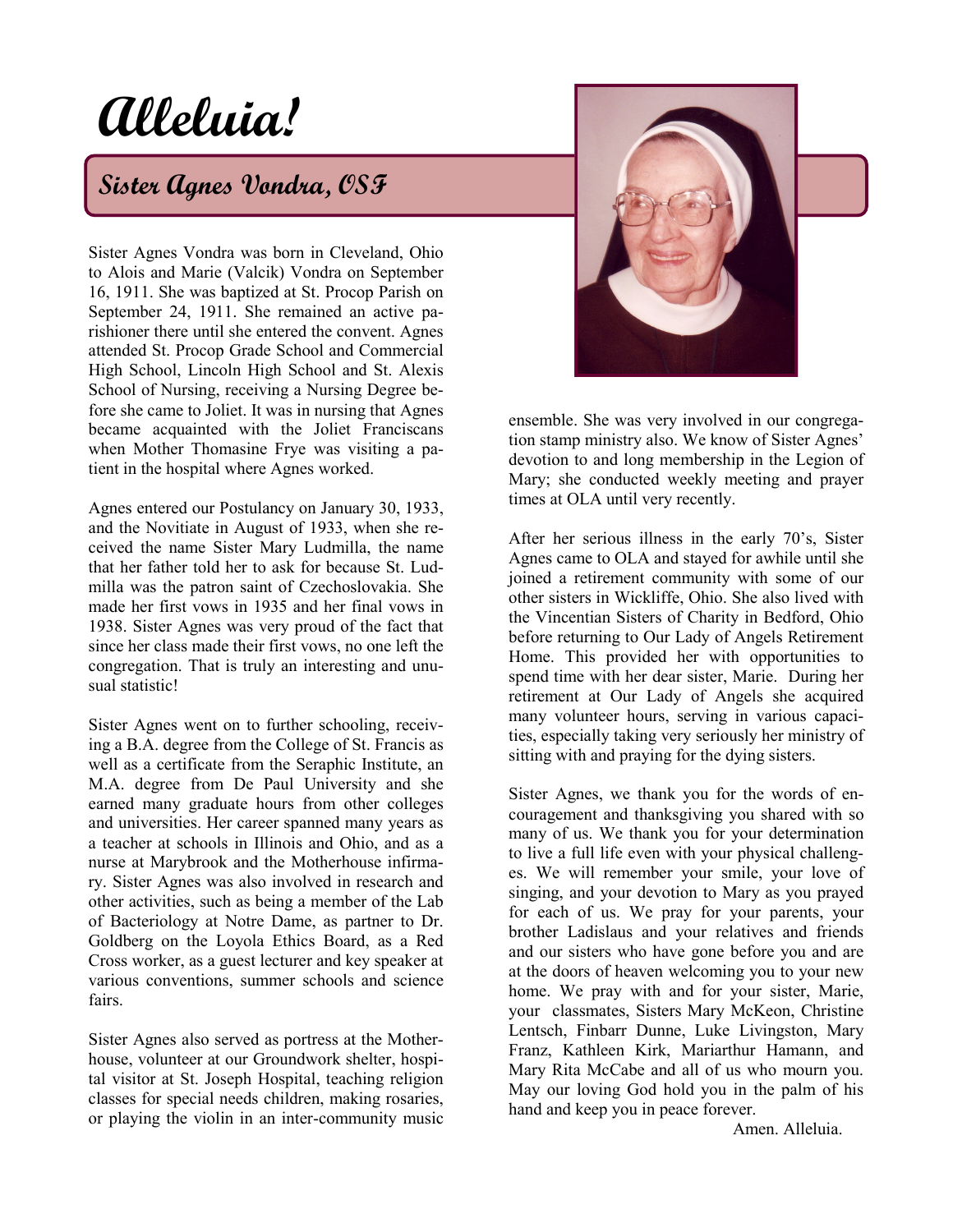# Alleluia!

## Sister Agnes Vondra, OSF

Sister Agnes Vondra was born in Cleveland, Ohio to Alois and Marie (Valcik) Vondra on September 16, 1911. She was baptized at St. Procop Parish on September 24, 1911. She remained an active parishioner there until she entered the convent. Agnes attended St. Procop Grade School and Commercial High School, Lincoln High School and St. Alexis School of Nursing, receiving a Nursing Degree before she came to Joliet. It was in nursing that Agnes became acquainted with the Joliet Franciscans when Mother Thomasine Frye was visiting a patient in the hospital where Agnes worked.

Agnes entered our Postulancy on January 30, 1933, and the Novitiate in August of 1933, when she received the name Sister Mary Ludmilla, the name that her father told her to ask for because St. Ludmilla was the patron saint of Czechoslovakia. She made her first vows in 1935 and her final vows in 1938. Sister Agnes was very proud of the fact that since her class made their first vows, no one left the congregation. That is truly an interesting and unusual statistic!

Sister Agnes went on to further schooling, receiving a B.A. degree from the College of St. Francis as well as a certificate from the Seraphic Institute, an M.A. degree from De Paul University and she earned many graduate hours from other colleges and universities. Her career spanned many years as a teacher at schools in Illinois and Ohio, and as a nurse at Marybrook and the Motherhouse infirmary. Sister Agnes was also involved in research and other activities, such as being a member of the Lab of Bacteriology at Notre Dame, as partner to Dr. Goldberg on the Loyola Ethics Board, as a Red Cross worker, as a guest lecturer and key speaker at various conventions, summer schools and science fairs.

Sister Agnes also served as portress at the Motherhouse, volunteer at our Groundwork shelter, hospital visitor at St. Joseph Hospital, teaching religion classes for special needs children, making rosaries, or playing the violin in an inter-community music ensemble. She was very involved in our congregation stamp ministry also. We know of Sister Agnes' devotion to and long membership in the Legion of Mary; she conducted weekly meeting and prayer times at OLA until very recently.

After her serious illness in the early 70's, Sister Agnes came to OLA and stayed for awhile until she joined a retirement community with some of our other sisters in Wickliffe, Ohio. She also lived with the Vincentian Sisters of Charity in Bedford, Ohio before returning to Our Lady of Angels Retirement Home. This provided her with opportunities to spend time with her dear sister, Marie. During her retirement at Our Lady of Angels she acquired many volunteer hours, serving in various capacities, especially taking very seriously her ministry of sitting with and praying for the dying sisters.

Sister Agnes, we thank you for the words of encouragement and thanksgiving you shared with so many of us. We thank you for your determination to live a full life even with your physical challenges. We will remember your smile, your love of singing, and your devotion to Mary as you prayed for each of us. We pray for your parents, your brother Ladislaus and your relatives and friends and our sisters who have gone before you and are at the doors of heaven welcoming you to your new home. We pray with and for your sister, Marie, your classmates, Sisters Mary McKeon, Christine Lentsch, Finbarr Dunne, Luke Livingston, Mary Franz, Kathleen Kirk, Mariarthur Hamann, and Mary Rita McCabe and all of us who mourn you. May our loving God hold you in the palm of his hand and keep you in peace forever.

Amen. Alleluia.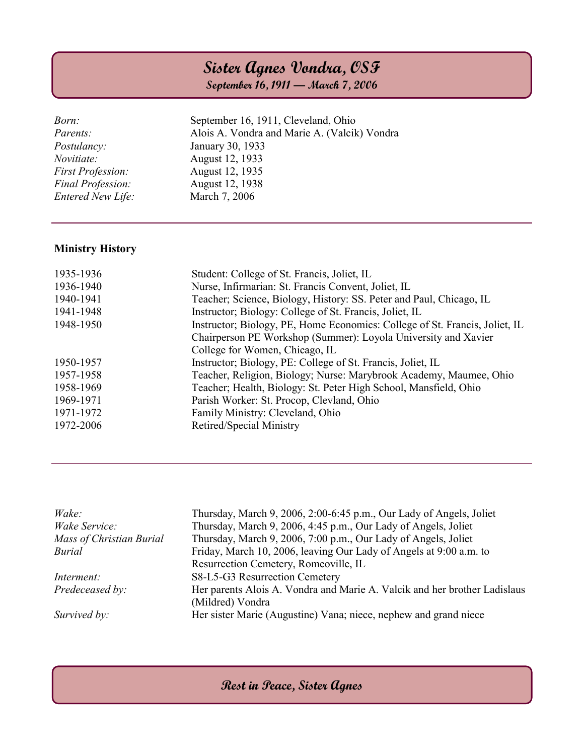# Sister Agnes Vondra, OSF

**September 16, 1911 — March 7, 2006**

| | |
|---|---|
| *Born:* | September 16, 1911, Cleveland, Ohio |
| *Parents:* | Alois A. Vondra and Marie A. (Valcik) Vondra |
| *Postulancy:* | January 30, 1933 |
| *Novitiate:* | August 12, 1933 |
| *First Profession:* | August 12, 1935 |
| *Final Profession:* | August 12, 1938 |
| *Entered New Life:* | March 7, 2006 |

## Ministry History

| | |
|---|---|
| 1935-1936 | Student: College of St. Francis, Joliet, IL |
| 1936-1940 | Nurse, Infirmarian: St. Francis Convent, Joliet, IL |
| 1940-1941 | Teacher; Science, Biology, History: SS. Peter and Paul, Chicago, IL |
| 1941-1948 | Instructor; Biology: College of St. Francis, Joliet, IL |
| 1948-1950 | Instructor; Biology, PE, Home Economics: College of St. Francis, Joliet, IL Chairperson PE Workshop (Summer): Loyola University and Xavier College for Women, Chicago, IL |
| 1950-1957 | Instructor; Biology, PE: College of St. Francis, Joliet, IL |
| 1957-1958 | Teacher, Religion, Biology; Nurse: Marybrook Academy, Maumee, Ohio |
| 1958-1969 | Teacher; Health, Biology: St. Peter High School, Mansfield, Ohio |
| 1969-1971 | Parish Worker: St. Procop, Clevland, Ohio |
| 1971-1972 | Family Ministry: Cleveland, Ohio |
| 1972-2006 | Retired/Special Ministry |

| | |
|---|---|
| *Wake:* | Thursday, March 9, 2006, 2:00-6:45 p.m., Our Lady of Angels, Joliet |
| *Wake Service:* | Thursday, March 9, 2006, 4:45 p.m., Our Lady of Angels, Joliet |
| *Mass of Christian Burial* | Thursday, March 9, 2006, 7:00 p.m., Our Lady of Angels, Joliet |
| *Burial* | Friday, March 10, 2006, leaving Our Lady of Angels at 9:00 a.m. to Resurrection Cemetery, Romeoville, IL |
| *Interment:* | S8-L5-G3 Resurrection Cemetery |
| *Predeceased by:* | Her parents Alois A. Vondra and Marie A. Valcik and her brother Ladislaus (Mildred) Vondra |
| *Survived by:* | Her sister Marie (Augustine) Vana; niece, nephew and grand niece |

**Rest in Peace, Sister Agnes**